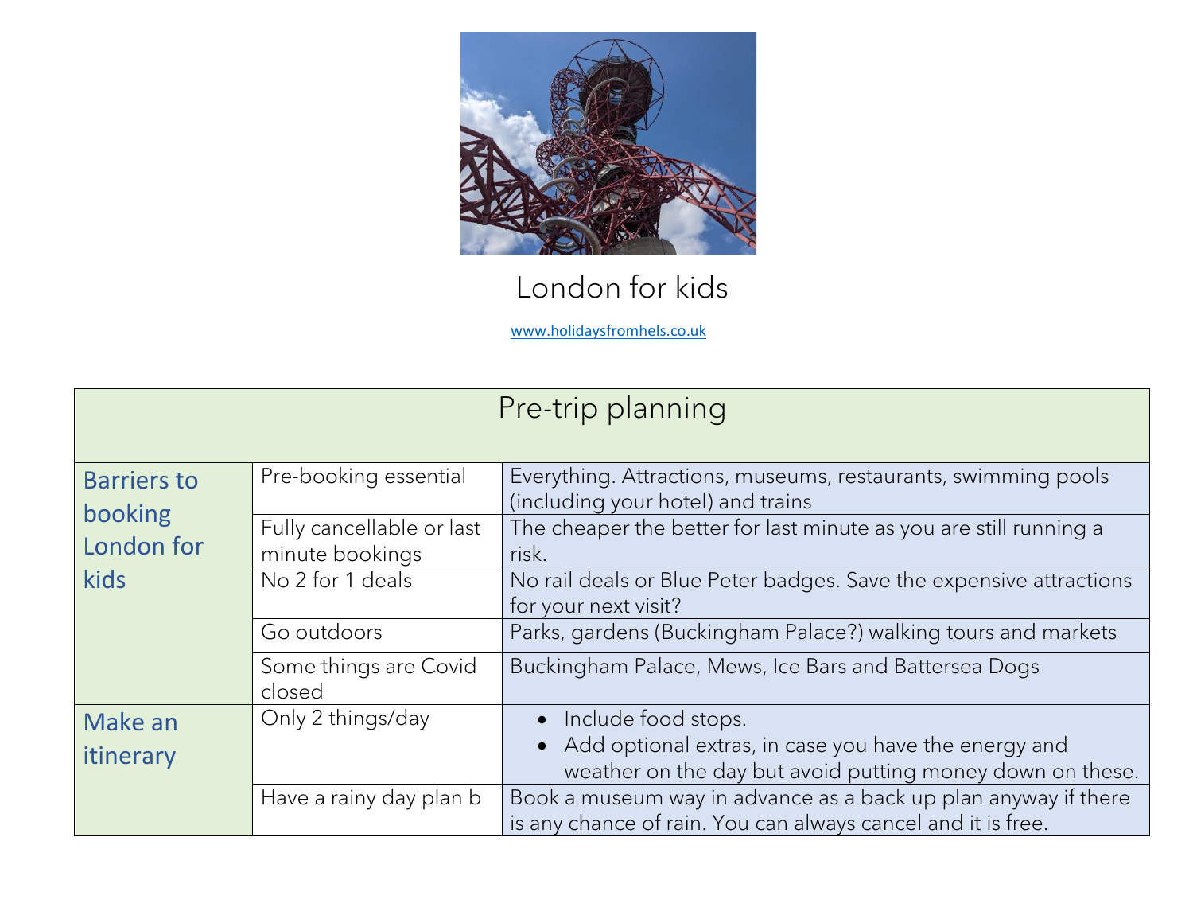# London for kids

www.holidaysfromhels.co.uk

| Pre-trip planning | | |
|---|---|---|
| Barriers to booking London for kids | Pre-booking essential | Everything. Attractions, museums, restaurants, swimming pools (including your hotel) and trains |
| | Fully cancellable or last minute bookings | The cheaper the better for last minute as you are still running a risk. |
| | No 2 for 1 deals | No rail deals or Blue Peter badges. Save the expensive attractions for your next visit? |
| | Go outdoors | Parks, gardens (Buckingham Palace?) walking tours and markets |
| | Some things are Covid closed | Buckingham Palace, Mews, Ice Bars and Battersea Dogs |
| Make an itinerary | Only 2 things/day | • Include food stops. • Add optional extras, in case you have the energy and weather on the day but avoid putting money down on these. |
| | Have a rainy day plan b | Book a museum way in advance as a back up plan anyway if there is any chance of rain. You can always cancel and it is free. |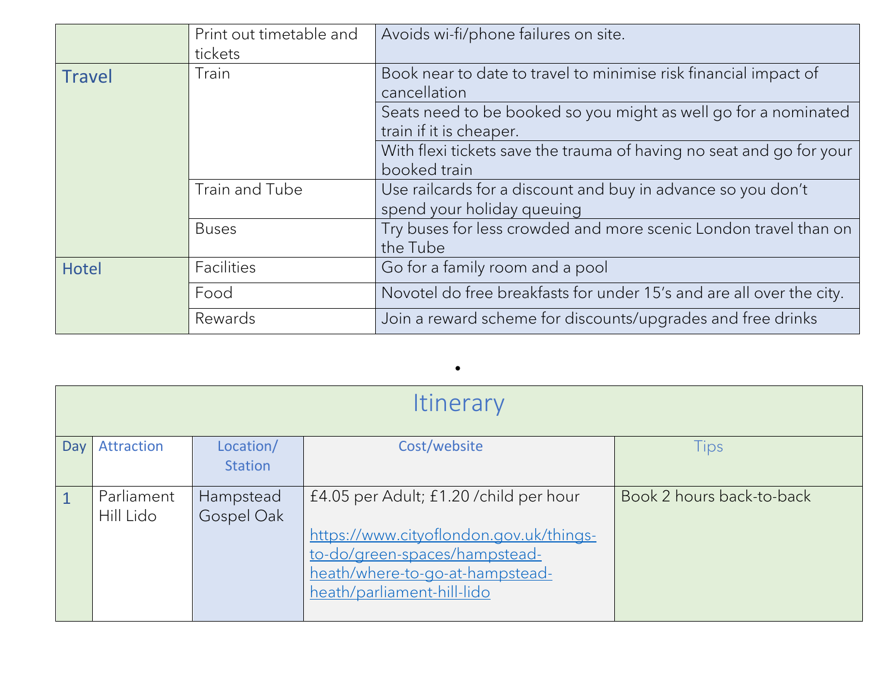| | | |
|---|---|---|
| | Print out timetable and tickets | Avoids wi-fi/phone failures on site. |
| Travel | Train | Book near to date to travel to minimise risk financial impact of cancellation |
| | | Seats need to be booked so you might as well go for a nominated train if it is cheaper. |
| | | With flexi tickets save the trauma of having no seat and go for your booked train |
| | Train and Tube | Use railcards for a discount and buy in advance so you don't spend your holiday queuing |
| | Buses | Try buses for less crowded and more scenic London travel than on the Tube |
| Hotel | Facilities | Go for a family room and a pool |
| | Food | Novotel do free breakfasts for under 15's and are all over the city. |
| | Rewards | Join a reward scheme for discounts/upgrades and free drinks |

•

| Itinerary | | | | |
|---|---|---|---|---|
| Day | Attraction | Location/ Station | Cost/website | Tips |
| 1 | Parliament Hill Lido | Hampstead Gospel Oak | £4.05 per Adult; £1.20 /child per hour<br><br>https://www.cityoflondon.gov.uk/things-to-do/green-spaces/hampstead-heath/where-to-go-at-hampstead-heath/parliament-hill-lido | Book 2 hours back-to-back |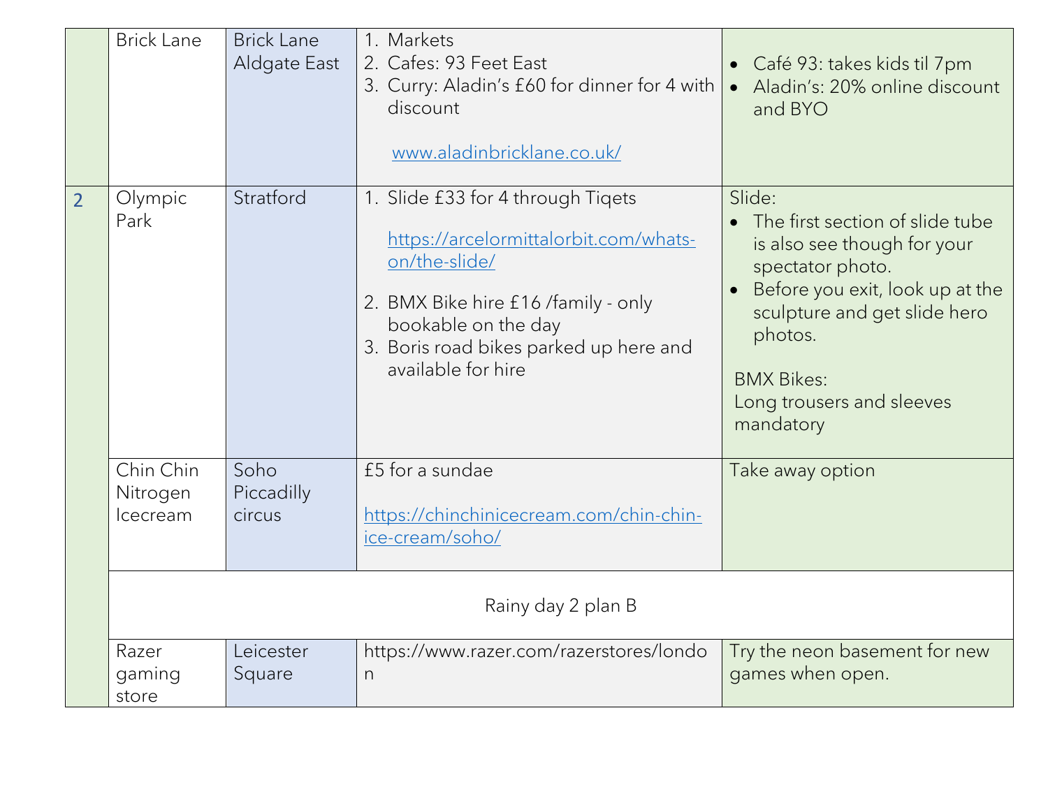| | | | | |
|---|---|---|---|---|
| | Brick Lane | Brick Lane<br>Aldgate East | 1. Markets<br>2. Cafes: 93 Feet East<br>3. Curry: Aladin's £60 for dinner for 4 with discount<br><br>www.aladinbricklane.co.uk/ | • Café 93: takes kids til 7pm<br>• Aladin's: 20% online discount and BYO |
| 2 | Olympic Park | Stratford | 1. Slide £33 for 4 through Tiqets<br><br>https://arcelormittalorbit.com/whats-on/the-slide/<br><br>2. BMX Bike hire £16 /family - only bookable on the day<br>3. Boris road bikes parked up here and available for hire | Slide:<br>• The first section of slide tube is also see though for your spectator photo.<br>• Before you exit, look up at the sculpture and get slide hero photos.<br><br>BMX Bikes:<br>Long trousers and sleeves mandatory |
| | Chin Chin Nitrogen Icecream | Soho<br>Piccadilly circus | £5 for a sundae<br><br>https://chinchinicecream.com/chin-chin-ice-cream/soho/ | Take away option |
| | Rainy day 2 plan B | | | |
| | Razer gaming store | Leicester Square | https://www.razer.com/razerstores/london | Try the neon basement for new games when open. |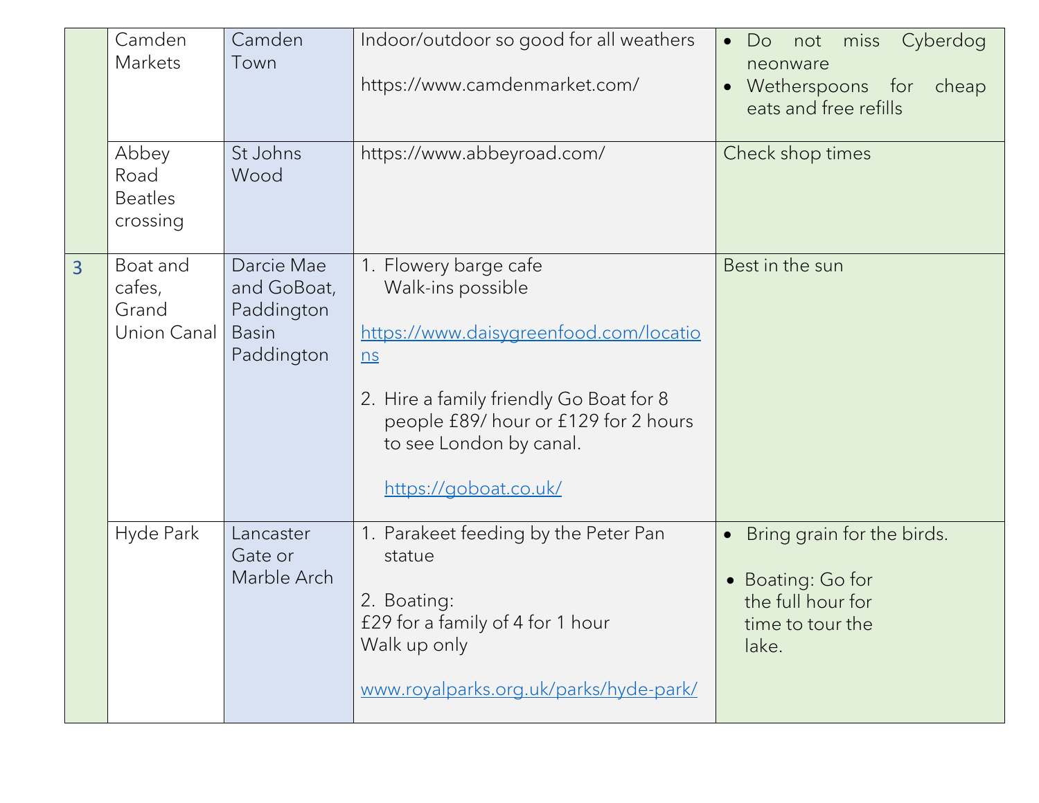|  | Camden Markets | Camden Town | Indoor/outdoor so good for all weathers<br><br>https://www.camdenmarket.com/ | • Do not miss Cyberdog neonware<br>• Wetherspoons for cheap eats and free refills |
|---|---|---|---|---|
|  | Abbey Road Beatles crossing | St Johns Wood | https://www.abbeyroad.com/ | Check shop times |
| 3 | Boat and cafes, Grand Union Canal | Darcie Mae and GoBoat, Paddington Basin Paddington | 1. Flowery barge cafe<br>Walk-ins possible<br><br>https://www.daisygreenfood.com/locations<br><br>2. Hire a family friendly Go Boat for 8 people £89/ hour or £129 for 2 hours to see London by canal.<br><br>https://goboat.co.uk/ | Best in the sun |
|  | Hyde Park | Lancaster Gate or Marble Arch | 1. Parakeet feeding by the Peter Pan statue<br><br>2. Boating:<br>£29 for a family of 4 for 1 hour<br>Walk up only<br><br>www.royalparks.org.uk/parks/hyde-park/ | • Bring grain for the birds.<br><br>• Boating: Go for the full hour for time to tour the lake. |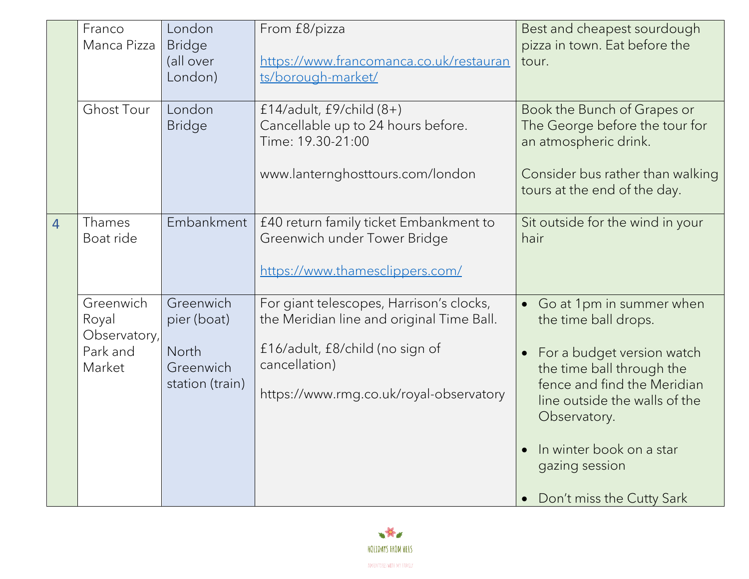| | | | | |
|---|---|---|---|---|
| | Franco Manca Pizza | London Bridge (all over London) | From £8/pizza<br><br>https://www.francomanca.co.uk/restaurants/borough-market/ | Best and cheapest sourdough pizza in town. Eat before the tour. |
| | Ghost Tour | London Bridge | £14/adult, £9/child (8+)<br>Cancellable up to 24 hours before.<br>Time: 19.30-21:00<br><br>www.lanternghosttours.com/london | Book the Bunch of Grapes or The George before the tour for an atmospheric drink.<br><br>Consider bus rather than walking tours at the end of the day. |
| 4 | Thames Boat ride | Embankment | £40 return family ticket Embankment to Greenwich under Tower Bridge<br><br>https://www.thamesclippers.com/ | Sit outside for the wind in your hair |
| | Greenwich Royal Observatory, Park and Market | Greenwich pier (boat)<br><br>North Greenwich station (train) | For giant telescopes, Harrison's clocks, the Meridian line and original Time Ball.<br><br>£16/adult, £8/child (no sign of cancellation)<br><br>https://www.rmg.co.uk/royal-observatory | • Go at 1pm in summer when the time ball drops.<br><br>• For a budget version watch the time ball through the fence and find the Meridian line outside the walls of the Observatory.<br><br>• In winter book on a star gazing session<br><br>• Don't miss the Cutty Sark |